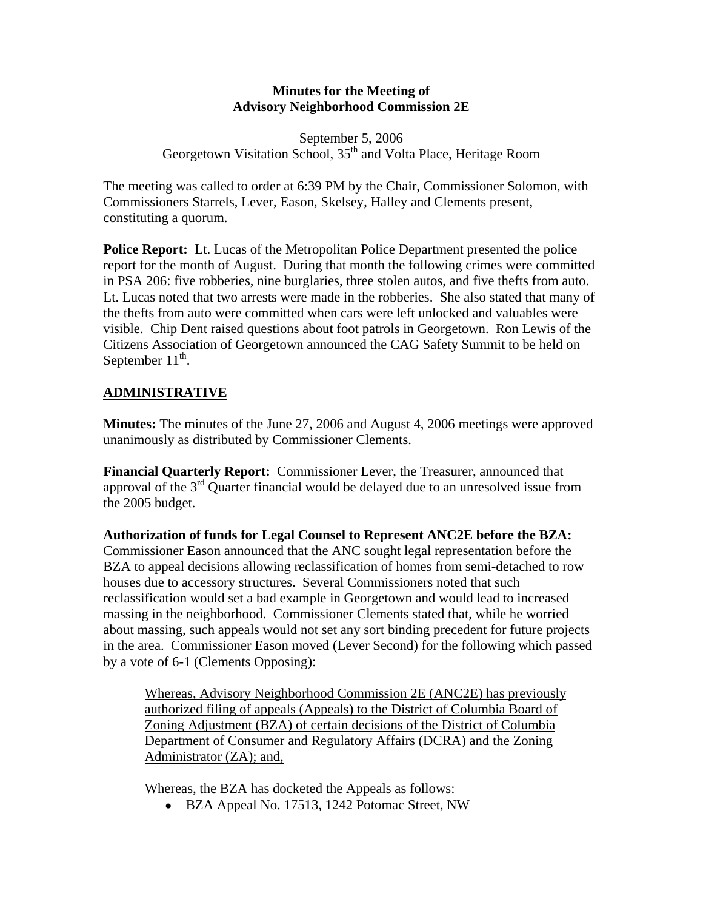**Minutes for the Meeting of**
**Advisory Neighborhood Commission 2E**

September 5, 2006
Georgetown Visitation School, 35th and Volta Place, Heritage Room

The meeting was called to order at 6:39 PM by the Chair, Commissioner Solomon, with Commissioners Starrels, Lever, Eason, Skelsey, Halley and Clements present, constituting a quorum.

**Police Report:** Lt. Lucas of the Metropolitan Police Department presented the police report for the month of August. During that month the following crimes were committed in PSA 206: five robberies, nine burglaries, three stolen autos, and five thefts from auto. Lt. Lucas noted that two arrests were made in the robberies. She also stated that many of the thefts from auto were committed when cars were left unlocked and valuables were visible. Chip Dent raised questions about foot patrols in Georgetown. Ron Lewis of the Citizens Association of Georgetown announced the CAG Safety Summit to be held on September 11th.

## ADMINISTRATIVE

**Minutes:** The minutes of the June 27, 2006 and August 4, 2006 meetings were approved unanimously as distributed by Commissioner Clements.

**Financial Quarterly Report:** Commissioner Lever, the Treasurer, announced that approval of the 3rd Quarter financial would be delayed due to an unresolved issue from the 2005 budget.

**Authorization of funds for Legal Counsel to Represent ANC2E before the BZA:** Commissioner Eason announced that the ANC sought legal representation before the BZA to appeal decisions allowing reclassification of homes from semi-detached to row houses due to accessory structures. Several Commissioners noted that such reclassification would set a bad example in Georgetown and would lead to increased massing in the neighborhood. Commissioner Clements stated that, while he worried about massing, such appeals would not set any sort binding precedent for future projects in the area. Commissioner Eason moved (Lever Second) for the following which passed by a vote of 6-1 (Clements Opposing):

> Whereas, Advisory Neighborhood Commission 2E (ANC2E) has previously authorized filing of appeals (Appeals) to the District of Columbia Board of Zoning Adjustment (BZA) of certain decisions of the District of Columbia Department of Consumer and Regulatory Affairs (DCRA) and the Zoning Administrator (ZA); and,
>
> Whereas, the BZA has docketed the Appeals as follows:
>
> - BZA Appeal No. 17513, 1242 Potomac Street, NW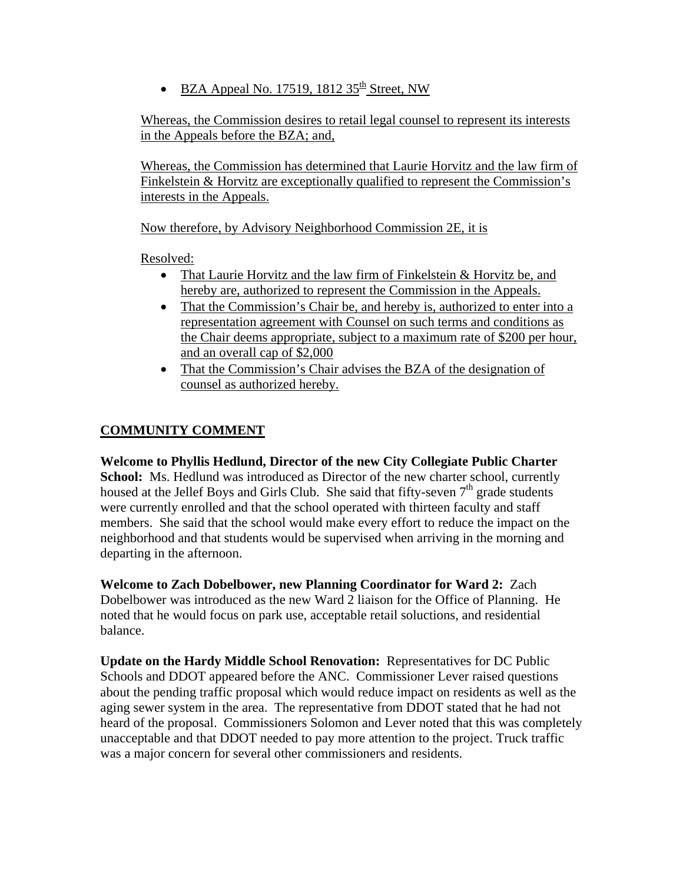- BZA Appeal No. 17519, 1812 35th Street, NW

Whereas, the Commission desires to retail legal counsel to represent its interests in the Appeals before the BZA; and,

Whereas, the Commission has determined that Laurie Horvitz and the law firm of Finkelstein & Horvitz are exceptionally qualified to represent the Commission's interests in the Appeals.

Now therefore, by Advisory Neighborhood Commission 2E, it is

Resolved:

- That Laurie Horvitz and the law firm of Finkelstein & Horvitz be, and hereby are, authorized to represent the Commission in the Appeals.
- That the Commission's Chair be, and hereby is, authorized to enter into a representation agreement with Counsel on such terms and conditions as the Chair deems appropriate, subject to a maximum rate of $200 per hour, and an overall cap of $2,000
- That the Commission's Chair advises the BZA of the designation of counsel as authorized hereby.

## COMMUNITY COMMENT

**Welcome to Phyllis Hedlund, Director of the new City Collegiate Public Charter School:** Ms. Hedlund was introduced as Director of the new charter school, currently housed at the Jellef Boys and Girls Club. She said that fifty-seven 7th grade students were currently enrolled and that the school operated with thirteen faculty and staff members. She said that the school would make every effort to reduce the impact on the neighborhood and that students would be supervised when arriving in the morning and departing in the afternoon.

**Welcome to Zach Dobelbower, new Planning Coordinator for Ward 2:** Zach Dobelbower was introduced as the new Ward 2 liaison for the Office of Planning. He noted that he would focus on park use, acceptable retail soluctions, and residential balance.

**Update on the Hardy Middle School Renovation:** Representatives for DC Public Schools and DDOT appeared before the ANC. Commissioner Lever raised questions about the pending traffic proposal which would reduce impact on residents as well as the aging sewer system in the area. The representative from DDOT stated that he had not heard of the proposal. Commissioners Solomon and Lever noted that this was completely unacceptable and that DDOT needed to pay more attention to the project. Truck traffic was a major concern for several other commissioners and residents.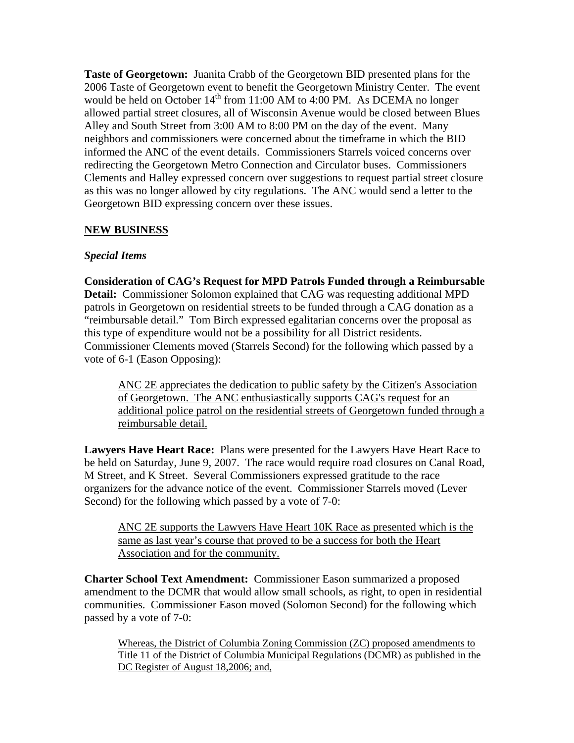**Taste of Georgetown:** Juanita Crabb of the Georgetown BID presented plans for the 2006 Taste of Georgetown event to benefit the Georgetown Ministry Center. The event would be held on October 14th from 11:00 AM to 4:00 PM. As DCEMA no longer allowed partial street closures, all of Wisconsin Avenue would be closed between Blues Alley and South Street from 3:00 AM to 8:00 PM on the day of the event. Many neighbors and commissioners were concerned about the timeframe in which the BID informed the ANC of the event details. Commissioners Starrels voiced concerns over redirecting the Georgetown Metro Connection and Circulator buses. Commissioners Clements and Halley expressed concern over suggestions to request partial street closure as this was no longer allowed by city regulations. The ANC would send a letter to the Georgetown BID expressing concern over these issues.

## NEW BUSINESS

### *Special Items*

**Consideration of CAG's Request for MPD Patrols Funded through a Reimbursable Detail:** Commissioner Solomon explained that CAG was requesting additional MPD patrols in Georgetown on residential streets to be funded through a CAG donation as a "reimbursable detail." Tom Birch expressed egalitarian concerns over the proposal as this type of expenditure would not be a possibility for all District residents. Commissioner Clements moved (Starrels Second) for the following which passed by a vote of 6-1 (Eason Opposing):

> ANC 2E appreciates the dedication to public safety by the Citizen's Association of Georgetown. The ANC enthusiastically supports CAG's request for an additional police patrol on the residential streets of Georgetown funded through a reimbursable detail.

**Lawyers Have Heart Race:** Plans were presented for the Lawyers Have Heart Race to be held on Saturday, June 9, 2007. The race would require road closures on Canal Road, M Street, and K Street. Several Commissioners expressed gratitude to the race organizers for the advance notice of the event. Commissioner Starrels moved (Lever Second) for the following which passed by a vote of 7-0:

> ANC 2E supports the Lawyers Have Heart 10K Race as presented which is the same as last year's course that proved to be a success for both the Heart Association and for the community.

**Charter School Text Amendment:** Commissioner Eason summarized a proposed amendment to the DCMR that would allow small schools, as right, to open in residential communities. Commissioner Eason moved (Solomon Second) for the following which passed by a vote of 7-0:

> Whereas, the District of Columbia Zoning Commission (ZC) proposed amendments to Title 11 of the District of Columbia Municipal Regulations (DCMR) as published in the DC Register of August 18,2006; and,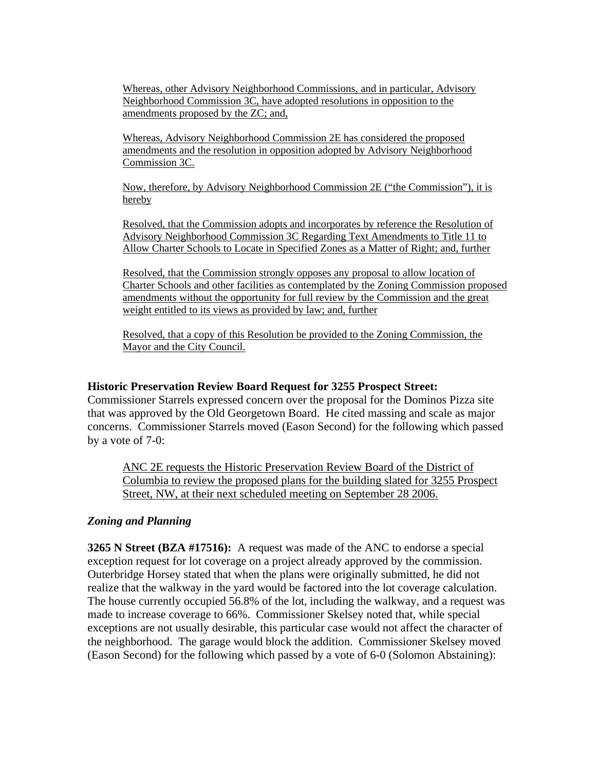Whereas, other Advisory Neighborhood Commissions, and in particular, Advisory Neighborhood Commission 3C, have adopted resolutions in opposition to the amendments proposed by the ZC; and,

Whereas, Advisory Neighborhood Commission 2E has considered the proposed amendments and the resolution in opposition adopted by Advisory Neighborhood Commission 3C.

Now, therefore, by Advisory Neighborhood Commission 2E ("the Commission"), it is hereby

Resolved, that the Commission adopts and incorporates by reference the Resolution of Advisory Neighborhood Commission 3C Regarding Text Amendments to Title 11 to Allow Charter Schools to Locate in Specified Zones as a Matter of Right; and, further

Resolved, that the Commission strongly opposes any proposal to allow location of Charter Schools and other facilities as contemplated by the Zoning Commission proposed amendments without the opportunity for full review by the Commission and the great weight entitled to its views as provided by law; and, further

Resolved, that a copy of this Resolution be provided to the Zoning Commission, the Mayor and the City Council.

**Historic Preservation Review Board Request for 3255 Prospect Street:**
Commissioner Starrels expressed concern over the proposal for the Dominos Pizza site that was approved by the Old Georgetown Board. He cited massing and scale as major concerns. Commissioner Starrels moved (Eason Second) for the following which passed by a vote of 7-0:

ANC 2E requests the Historic Preservation Review Board of the District of Columbia to review the proposed plans for the building slated for 3255 Prospect Street, NW, at their next scheduled meeting on September 28 2006.

***Zoning and Planning***

**3265 N Street (BZA #17516):** A request was made of the ANC to endorse a special exception request for lot coverage on a project already approved by the commission. Outerbridge Horsey stated that when the plans were originally submitted, he did not realize that the walkway in the yard would be factored into the lot coverage calculation. The house currently occupied 56.8% of the lot, including the walkway, and a request was made to increase coverage to 66%. Commissioner Skelsey noted that, while special exceptions are not usually desirable, this particular case would not affect the character of the neighborhood. The garage would block the addition. Commissioner Skelsey moved (Eason Second) for the following which passed by a vote of 6-0 (Solomon Abstaining):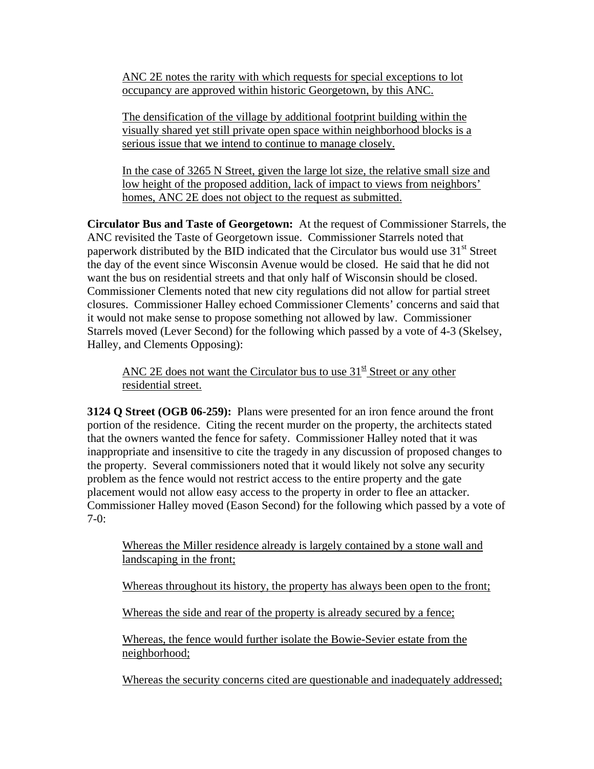ANC 2E notes the rarity with which requests for special exceptions to lot occupancy are approved within historic Georgetown, by this ANC.

The densification of the village by additional footprint building within the visually shared yet still private open space within neighborhood blocks is a serious issue that we intend to continue to manage closely.

In the case of 3265 N Street, given the large lot size, the relative small size and low height of the proposed addition, lack of impact to views from neighbors' homes, ANC 2E does not object to the request as submitted.

**Circulator Bus and Taste of Georgetown:** At the request of Commissioner Starrels, the ANC revisited the Taste of Georgetown issue. Commissioner Starrels noted that paperwork distributed by the BID indicated that the Circulator bus would use 31st Street the day of the event since Wisconsin Avenue would be closed. He said that he did not want the bus on residential streets and that only half of Wisconsin should be closed. Commissioner Clements noted that new city regulations did not allow for partial street closures. Commissioner Halley echoed Commissioner Clements' concerns and said that it would not make sense to propose something not allowed by law. Commissioner Starrels moved (Lever Second) for the following which passed by a vote of 4-3 (Skelsey, Halley, and Clements Opposing):

ANC 2E does not want the Circulator bus to use 31st Street or any other residential street.

**3124 Q Street (OGB 06-259):** Plans were presented for an iron fence around the front portion of the residence. Citing the recent murder on the property, the architects stated that the owners wanted the fence for safety. Commissioner Halley noted that it was inappropriate and insensitive to cite the tragedy in any discussion of proposed changes to the property. Several commissioners noted that it would likely not solve any security problem as the fence would not restrict access to the entire property and the gate placement would not allow easy access to the property in order to flee an attacker. Commissioner Halley moved (Eason Second) for the following which passed by a vote of 7-0:

Whereas the Miller residence already is largely contained by a stone wall and landscaping in the front;

Whereas throughout its history, the property has always been open to the front;

Whereas the side and rear of the property is already secured by a fence;

Whereas, the fence would further isolate the Bowie-Sevier estate from the neighborhood;

Whereas the security concerns cited are questionable and inadequately addressed;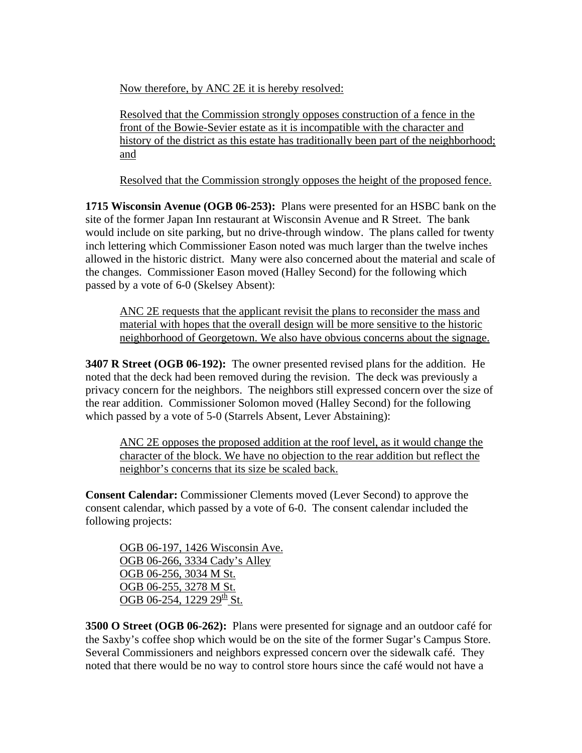Now therefore, by ANC 2E it is hereby resolved:

Resolved that the Commission strongly opposes construction of a fence in the front of the Bowie-Sevier estate as it is incompatible with the character and history of the district as this estate has traditionally been part of the neighborhood; and

Resolved that the Commission strongly opposes the height of the proposed fence.

**1715 Wisconsin Avenue (OGB 06-253):** Plans were presented for an HSBC bank on the site of the former Japan Inn restaurant at Wisconsin Avenue and R Street. The bank would include on site parking, but no drive-through window. The plans called for twenty inch lettering which Commissioner Eason noted was much larger than the twelve inches allowed in the historic district. Many were also concerned about the material and scale of the changes. Commissioner Eason moved (Halley Second) for the following which passed by a vote of 6-0 (Skelsey Absent):

ANC 2E requests that the applicant revisit the plans to reconsider the mass and material with hopes that the overall design will be more sensitive to the historic neighborhood of Georgetown. We also have obvious concerns about the signage.

**3407 R Street (OGB 06-192):** The owner presented revised plans for the addition. He noted that the deck had been removed during the revision. The deck was previously a privacy concern for the neighbors. The neighbors still expressed concern over the size of the rear addition. Commissioner Solomon moved (Halley Second) for the following which passed by a vote of 5-0 (Starrels Absent, Lever Abstaining):

ANC 2E opposes the proposed addition at the roof level, as it would change the character of the block. We have no objection to the rear addition but reflect the neighbor's concerns that its size be scaled back.

**Consent Calendar:** Commissioner Clements moved (Lever Second) to approve the consent calendar, which passed by a vote of 6-0. The consent calendar included the following projects:

OGB 06-197, 1426 Wisconsin Ave.
OGB 06-266, 3334 Cady's Alley
OGB 06-256, 3034 M St.
OGB 06-255, 3278 M St.
OGB 06-254, 1229 29th St.

**3500 O Street (OGB 06-262):** Plans were presented for signage and an outdoor café for the Saxby's coffee shop which would be on the site of the former Sugar's Campus Store. Several Commissioners and neighbors expressed concern over the sidewalk café. They noted that there would be no way to control store hours since the café would not have a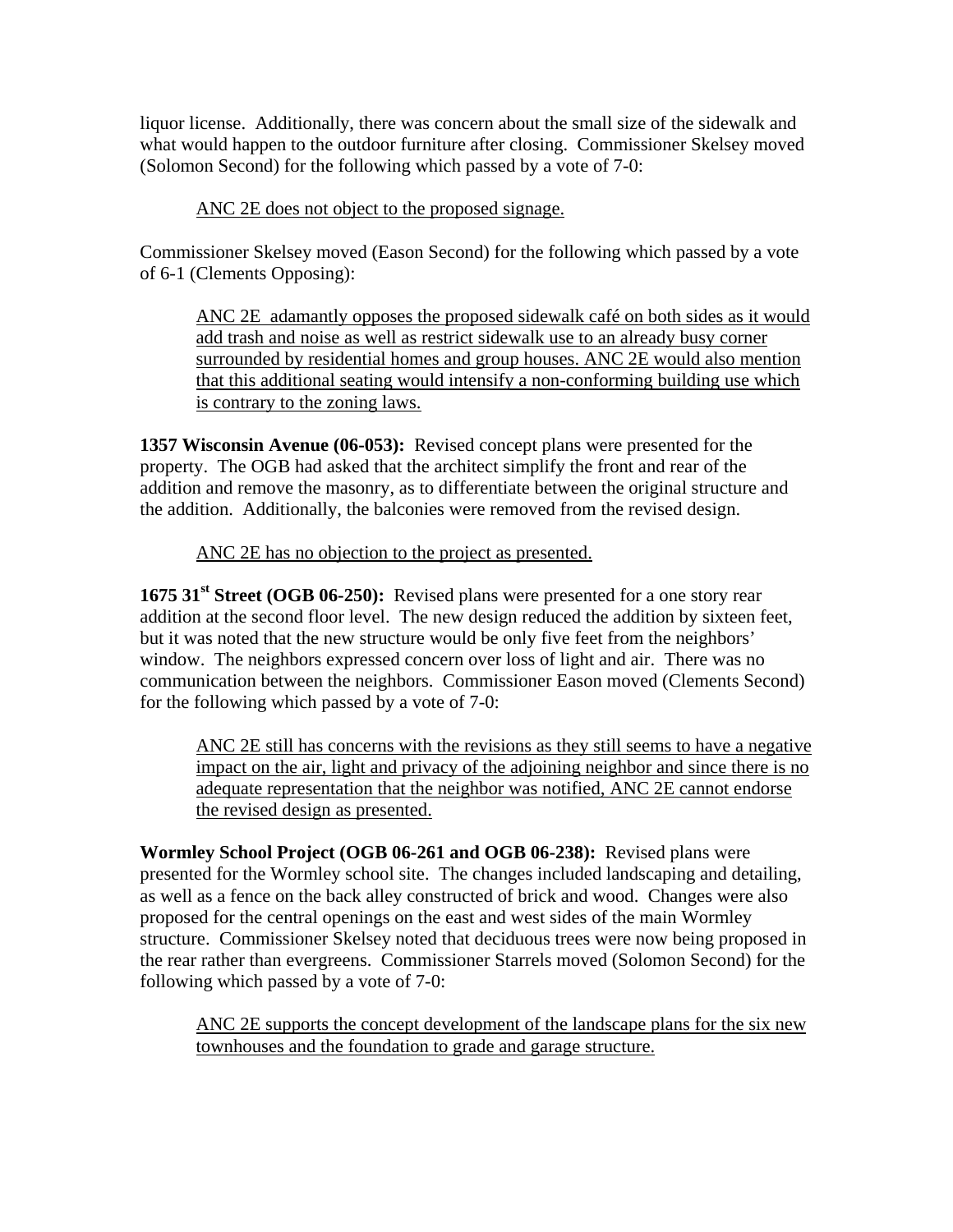liquor license. Additionally, there was concern about the small size of the sidewalk and what would happen to the outdoor furniture after closing. Commissioner Skelsey moved (Solomon Second) for the following which passed by a vote of 7-0:

> <u>ANC 2E does not object to the proposed signage.</u>

Commissioner Skelsey moved (Eason Second) for the following which passed by a vote of 6-1 (Clements Opposing):

> <u>ANC 2E adamantly opposes the proposed sidewalk café on both sides as it would add trash and noise as well as restrict sidewalk use to an already busy corner surrounded by residential homes and group houses. ANC 2E would also mention that this additional seating would intensify a non-conforming building use which is contrary to the zoning laws.</u>

**1357 Wisconsin Avenue (06-053):** Revised concept plans were presented for the property. The OGB had asked that the architect simplify the front and rear of the addition and remove the masonry, as to differentiate between the original structure and the addition. Additionally, the balconies were removed from the revised design.

> <u>ANC 2E has no objection to the project as presented.</u>

**1675 31st Street (OGB 06-250):** Revised plans were presented for a one story rear addition at the second floor level. The new design reduced the addition by sixteen feet, but it was noted that the new structure would be only five feet from the neighbors' window. The neighbors expressed concern over loss of light and air. There was no communication between the neighbors. Commissioner Eason moved (Clements Second) for the following which passed by a vote of 7-0:

> <u>ANC 2E still has concerns with the revisions as they still seems to have a negative impact on the air, light and privacy of the adjoining neighbor and since there is no adequate representation that the neighbor was notified, ANC 2E cannot endorse the revised design as presented.</u>

**Wormley School Project (OGB 06-261 and OGB 06-238):** Revised plans were presented for the Wormley school site. The changes included landscaping and detailing, as well as a fence on the back alley constructed of brick and wood. Changes were also proposed for the central openings on the east and west sides of the main Wormley structure. Commissioner Skelsey noted that deciduous trees were now being proposed in the rear rather than evergreens. Commissioner Starrels moved (Solomon Second) for the following which passed by a vote of 7-0:

> <u>ANC 2E supports the concept development of the landscape plans for the six new townhouses and the foundation to grade and garage structure.</u>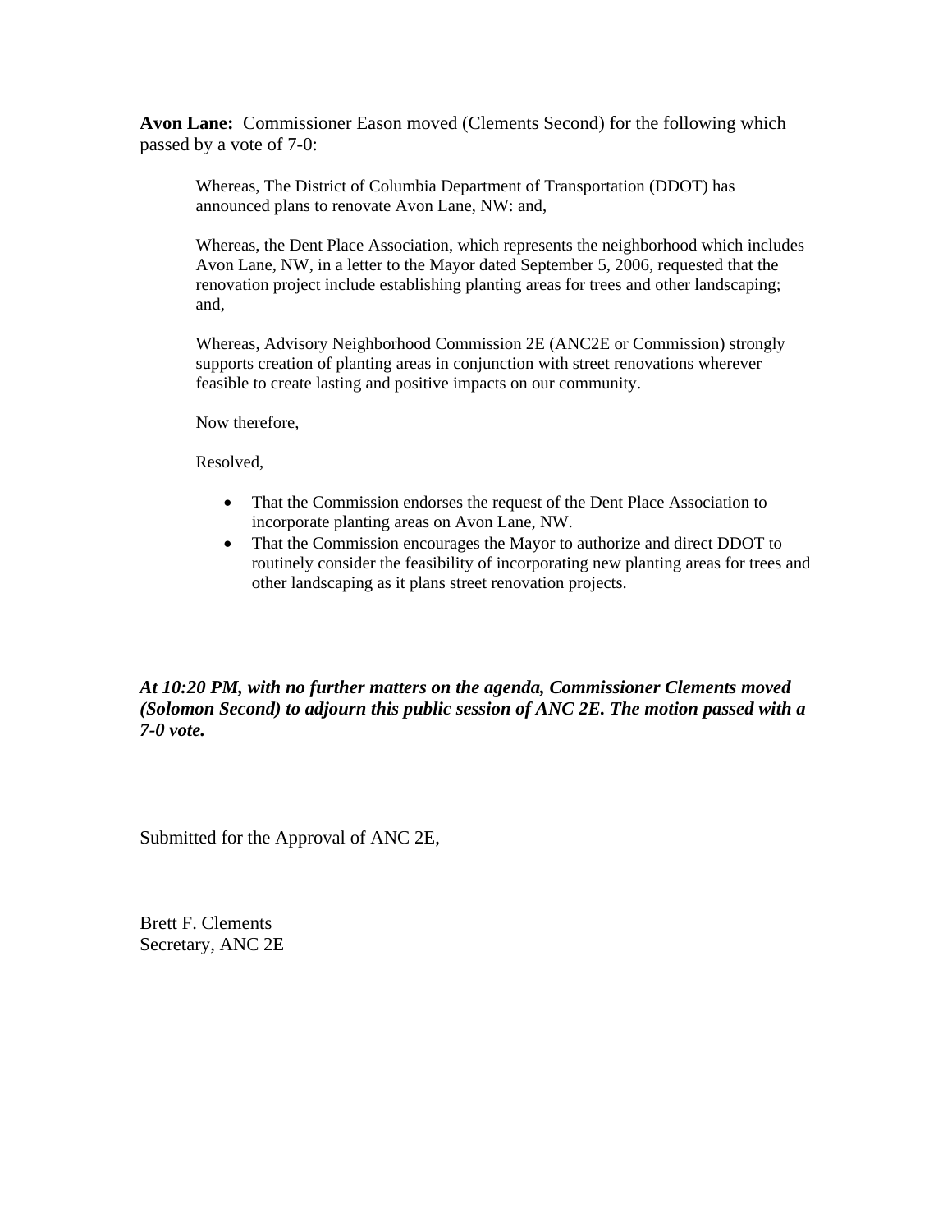**Avon Lane:** Commissioner Eason moved (Clements Second) for the following which passed by a vote of 7-0:

> Whereas, The District of Columbia Department of Transportation (DDOT) has announced plans to renovate Avon Lane, NW: and,
>
> Whereas, the Dent Place Association, which represents the neighborhood which includes Avon Lane, NW, in a letter to the Mayor dated September 5, 2006, requested that the renovation project include establishing planting areas for trees and other landscaping; and,
>
> Whereas, Advisory Neighborhood Commission 2E (ANC2E or Commission) strongly supports creation of planting areas in conjunction with street renovations wherever feasible to create lasting and positive impacts on our community.
>
> Now therefore,
>
> Resolved,
>
> - That the Commission endorses the request of the Dent Place Association to incorporate planting areas on Avon Lane, NW.
> - That the Commission encourages the Mayor to authorize and direct DDOT to routinely consider the feasibility of incorporating new planting areas for trees and other landscaping as it plans street renovation projects.

***At 10:20 PM, with no further matters on the agenda, Commissioner Clements moved (Solomon Second) to adjourn this public session of ANC 2E. The motion passed with a 7-0 vote.***

Submitted for the Approval of ANC 2E,

Brett F. Clements
Secretary, ANC 2E